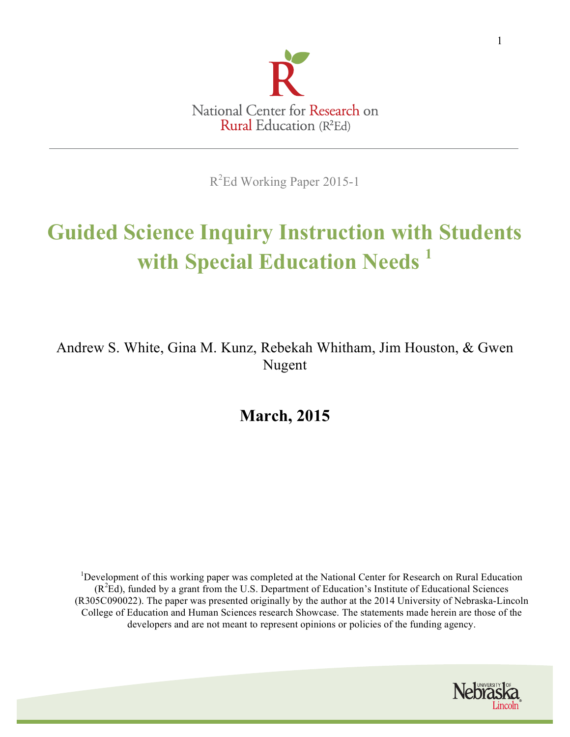National Center for Research on Rural Education ($R^2Ed$)

$R^2Ed$ Working Paper 2015-1

# Guided Science Inquiry Instruction with Students with Special Education Needs [1]

Andrew S. White, Gina M. Kunz, Rebekah Whitham, Jim Houston, & Gwen Nugent

**March, 2015**

[1] Development of this working paper was completed at the National Center for Research on Rural Education ($R^2Ed$), funded by a grant from the U.S. Department of Education's Institute of Educational Sciences (R305C090022). The paper was presented originally by the author at the 2014 University of Nebraska-Lincoln College of Education and Human Sciences research Showcase. The statements made herein are those of the developers and are not meant to represent opinions or policies of the funding agency.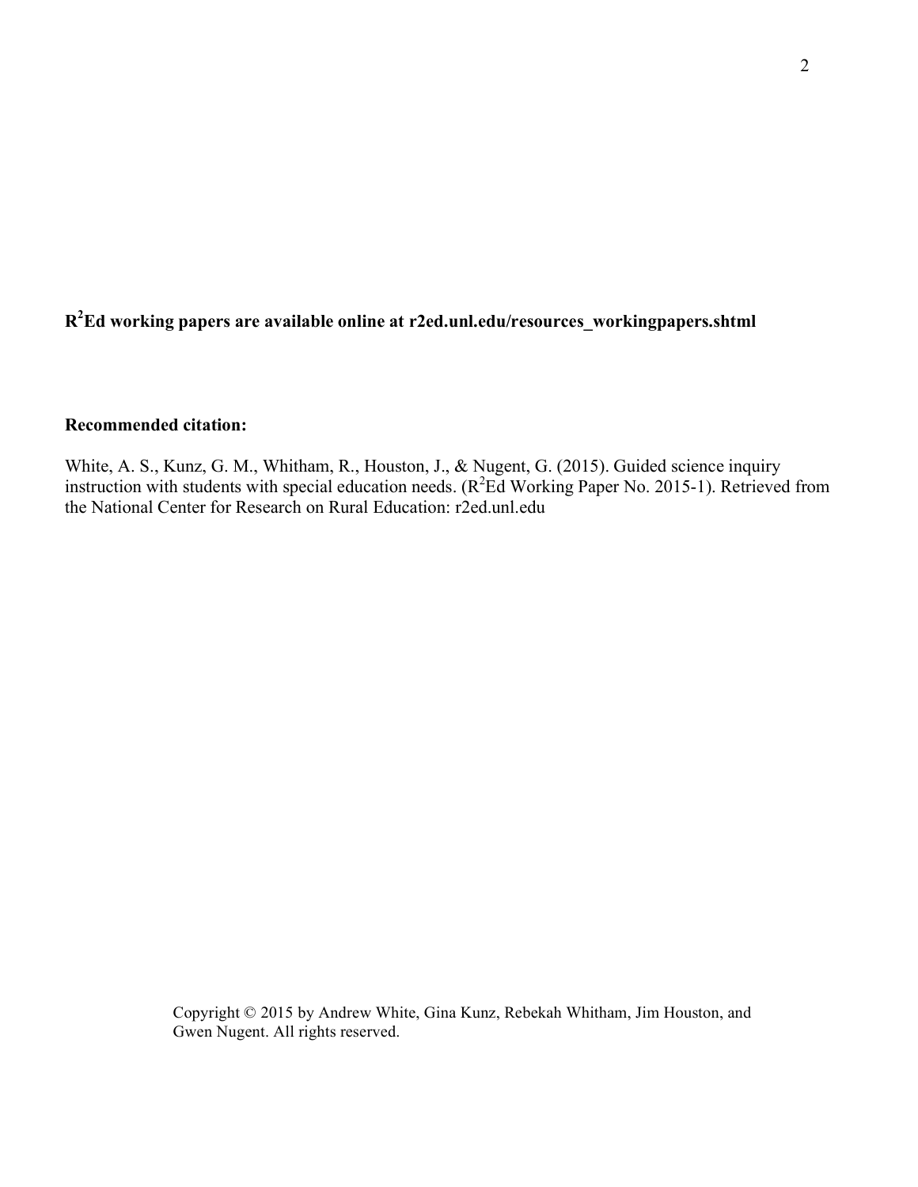**$R^2$Ed working papers are available online at r2ed.unl.edu/resources_workingpapers.shtml**

**Recommended citation:**

White, A. S., Kunz, G. M., Whitham, R., Houston, J., & Nugent, G. (2015). Guided science inquiry instruction with students with special education needs. ($R^2$Ed Working Paper No. 2015-1). Retrieved from the National Center for Research on Rural Education: r2ed.unl.edu

Copyright © 2015 by Andrew White, Gina Kunz, Rebekah Whitham, Jim Houston, and Gwen Nugent. All rights reserved.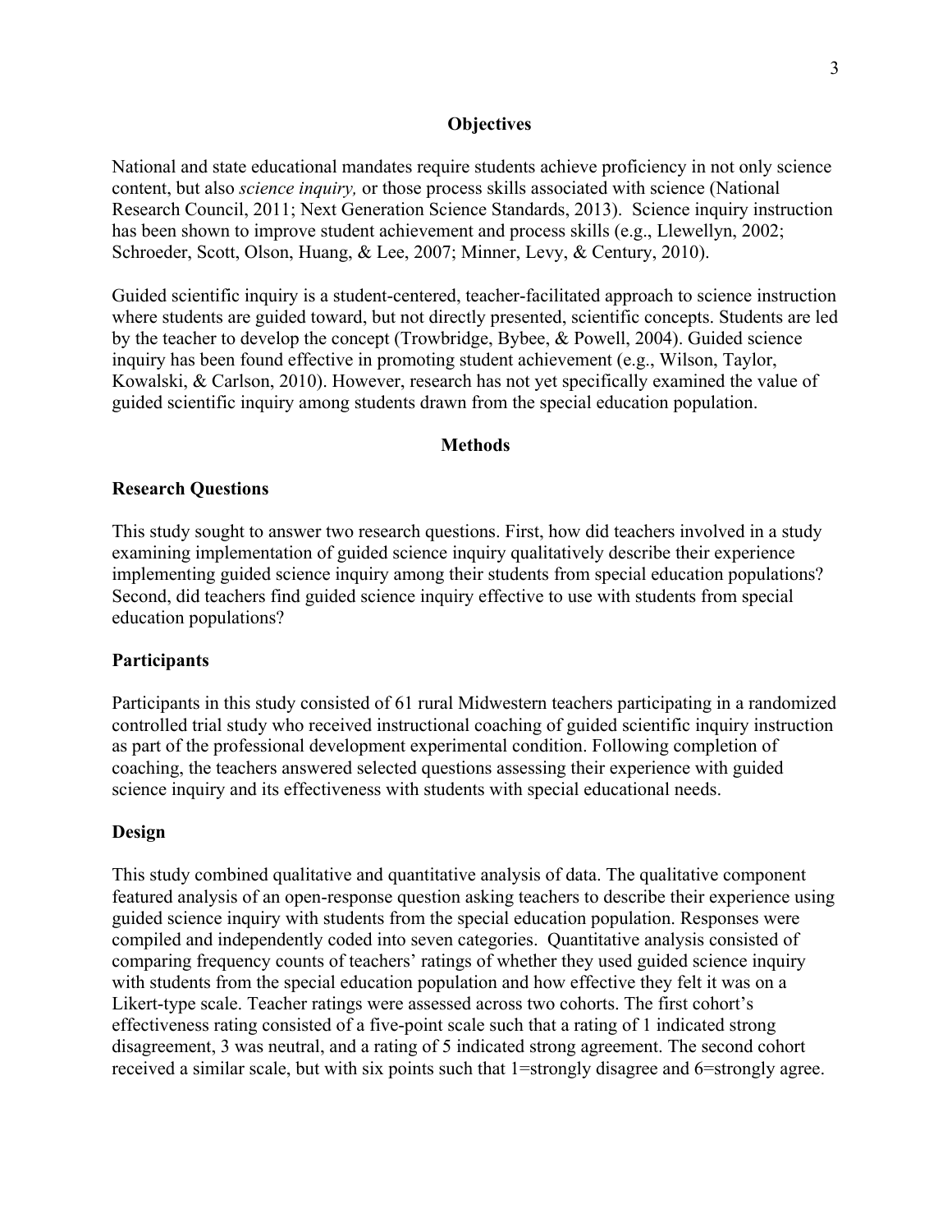## Objectives

National and state educational mandates require students achieve proficiency in not only science content, but also *science inquiry,* or those process skills associated with science (National Research Council, 2011; Next Generation Science Standards, 2013). Science inquiry instruction has been shown to improve student achievement and process skills (e.g., Llewellyn, 2002; Schroeder, Scott, Olson, Huang, & Lee, 2007; Minner, Levy, & Century, 2010).

Guided scientific inquiry is a student-centered, teacher-facilitated approach to science instruction where students are guided toward, but not directly presented, scientific concepts. Students are led by the teacher to develop the concept (Trowbridge, Bybee, & Powell, 2004). Guided science inquiry has been found effective in promoting student achievement (e.g., Wilson, Taylor, Kowalski, & Carlson, 2010). However, research has not yet specifically examined the value of guided scientific inquiry among students drawn from the special education population.

## Methods

### Research Questions

This study sought to answer two research questions. First, how did teachers involved in a study examining implementation of guided science inquiry qualitatively describe their experience implementing guided science inquiry among their students from special education populations? Second, did teachers find guided science inquiry effective to use with students from special education populations?

### Participants

Participants in this study consisted of 61 rural Midwestern teachers participating in a randomized controlled trial study who received instructional coaching of guided scientific inquiry instruction as part of the professional development experimental condition. Following completion of coaching, the teachers answered selected questions assessing their experience with guided science inquiry and its effectiveness with students with special educational needs.

### Design

This study combined qualitative and quantitative analysis of data. The qualitative component featured analysis of an open-response question asking teachers to describe their experience using guided science inquiry with students from the special education population. Responses were compiled and independently coded into seven categories. Quantitative analysis consisted of comparing frequency counts of teachers' ratings of whether they used guided science inquiry with students from the special education population and how effective they felt it was on a Likert-type scale. Teacher ratings were assessed across two cohorts. The first cohort's effectiveness rating consisted of a five-point scale such that a rating of 1 indicated strong disagreement, 3 was neutral, and a rating of 5 indicated strong agreement. The second cohort received a similar scale, but with six points such that 1=strongly disagree and 6=strongly agree.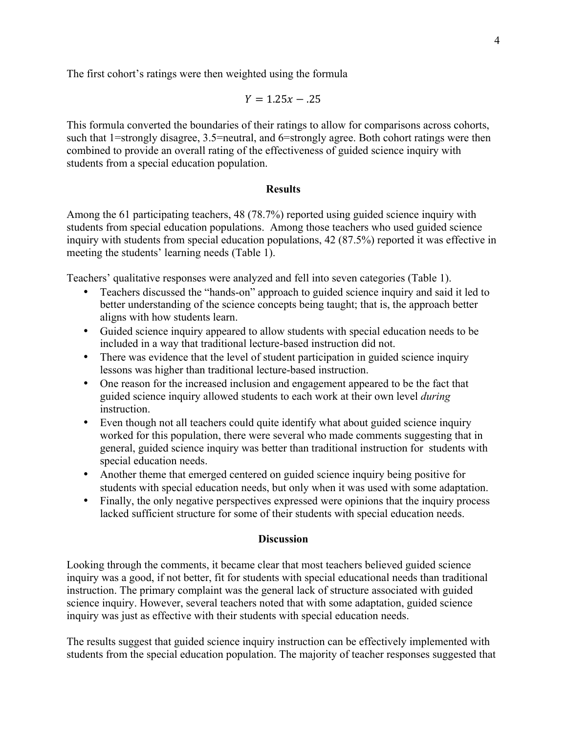The first cohort's ratings were then weighted using the formula

$$Y = 1.25x - .25$$

This formula converted the boundaries of their ratings to allow for comparisons across cohorts, such that 1=strongly disagree, 3.5=neutral, and 6=strongly agree. Both cohort ratings were then combined to provide an overall rating of the effectiveness of guided science inquiry with students from a special education population.

## Results

Among the 61 participating teachers, 48 (78.7%) reported using guided science inquiry with students from special education populations. Among those teachers who used guided science inquiry with students from special education populations, 42 (87.5%) reported it was effective in meeting the students' learning needs (Table 1).

Teachers' qualitative responses were analyzed and fell into seven categories (Table 1).

- Teachers discussed the "hands-on" approach to guided science inquiry and said it led to better understanding of the science concepts being taught; that is, the approach better aligns with how students learn.
- Guided science inquiry appeared to allow students with special education needs to be included in a way that traditional lecture-based instruction did not.
- There was evidence that the level of student participation in guided science inquiry lessons was higher than traditional lecture-based instruction.
- One reason for the increased inclusion and engagement appeared to be the fact that guided science inquiry allowed students to each work at their own level *during* instruction.
- Even though not all teachers could quite identify what about guided science inquiry worked for this population, there were several who made comments suggesting that in general, guided science inquiry was better than traditional instruction for students with special education needs.
- Another theme that emerged centered on guided science inquiry being positive for students with special education needs, but only when it was used with some adaptation.
- Finally, the only negative perspectives expressed were opinions that the inquiry process lacked sufficient structure for some of their students with special education needs.

## Discussion

Looking through the comments, it became clear that most teachers believed guided science inquiry was a good, if not better, fit for students with special educational needs than traditional instruction. The primary complaint was the general lack of structure associated with guided science inquiry. However, several teachers noted that with some adaptation, guided science inquiry was just as effective with their students with special education needs.

The results suggest that guided science inquiry instruction can be effectively implemented with students from the special education population. The majority of teacher responses suggested that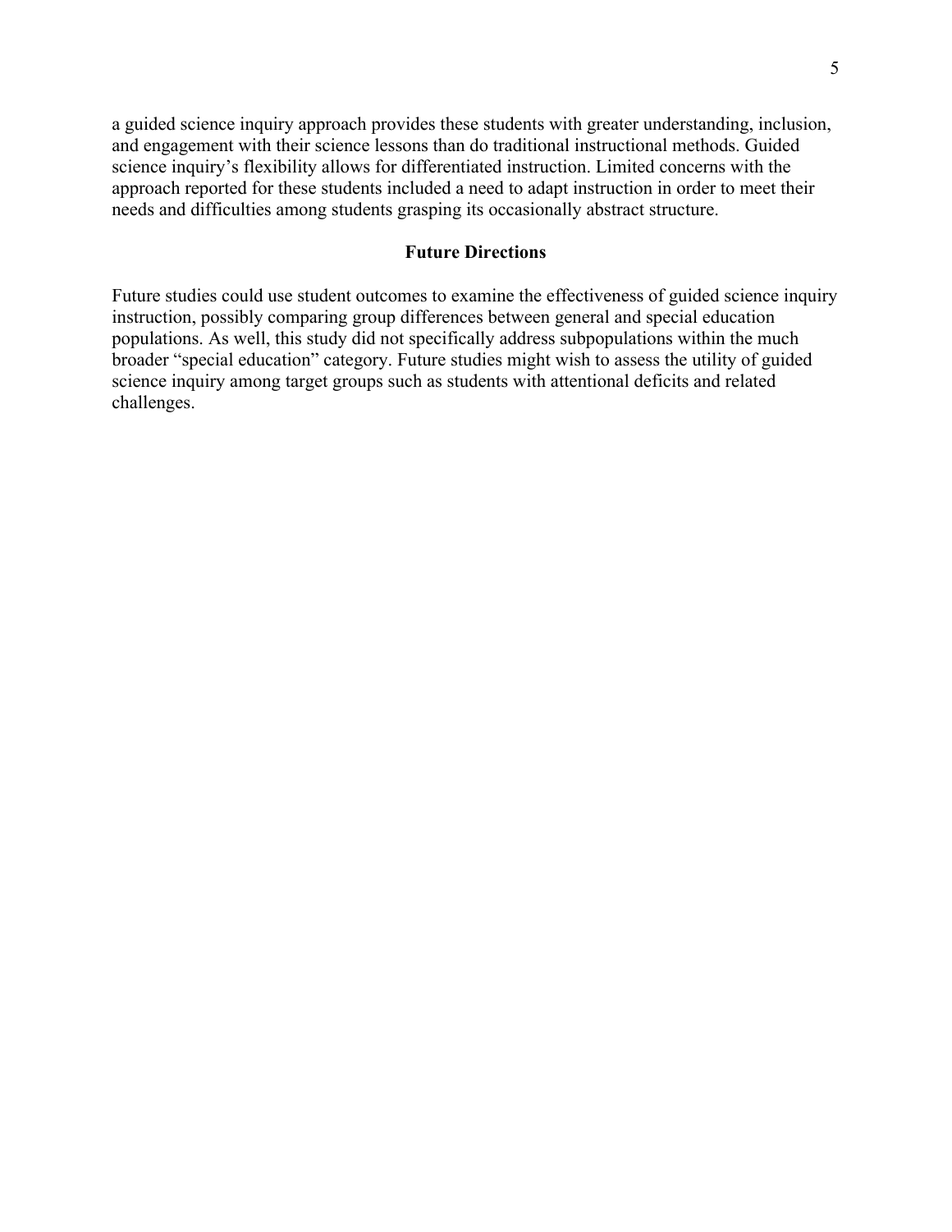a guided science inquiry approach provides these students with greater understanding, inclusion, and engagement with their science lessons than do traditional instructional methods. Guided science inquiry's flexibility allows for differentiated instruction. Limited concerns with the approach reported for these students included a need to adapt instruction in order to meet their needs and difficulties among students grasping its occasionally abstract structure.

## Future Directions

Future studies could use student outcomes to examine the effectiveness of guided science inquiry instruction, possibly comparing group differences between general and special education populations. As well, this study did not specifically address subpopulations within the much broader "special education" category. Future studies might wish to assess the utility of guided science inquiry among target groups such as students with attentional deficits and related challenges.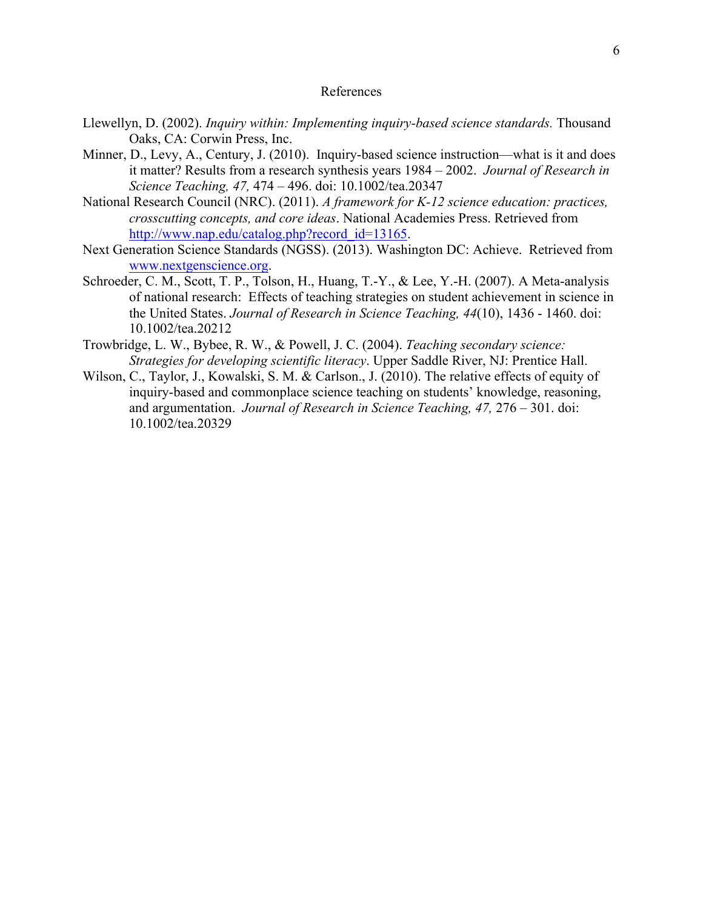# References

Llewellyn, D. (2002). *Inquiry within: Implementing inquiry-based science standards.* Thousand Oaks, CA: Corwin Press, Inc.

Minner, D., Levy, A., Century, J. (2010). Inquiry-based science instruction—what is it and does it matter? Results from a research synthesis years 1984 – 2002. *Journal of Research in Science Teaching, 47,* 474 – 496. doi: 10.1002/tea.20347

National Research Council (NRC). (2011). *A framework for K-12 science education: practices, crosscutting concepts, and core ideas*. National Academies Press. Retrieved from http://www.nap.edu/catalog.php?record_id=13165.

Next Generation Science Standards (NGSS). (2013). Washington DC: Achieve. Retrieved from www.nextgenscience.org.

Schroeder, C. M., Scott, T. P., Tolson, H., Huang, T.-Y., & Lee, Y.-H. (2007). A Meta-analysis of national research: Effects of teaching strategies on student achievement in science in the United States. *Journal of Research in Science Teaching, 44*(10), 1436 - 1460. doi: 10.1002/tea.20212

Trowbridge, L. W., Bybee, R. W., & Powell, J. C. (2004). *Teaching secondary science: Strategies for developing scientific literacy*. Upper Saddle River, NJ: Prentice Hall.

Wilson, C., Taylor, J., Kowalski, S. M. & Carlson., J. (2010). The relative effects of equity of inquiry-based and commonplace science teaching on students' knowledge, reasoning, and argumentation. *Journal of Research in Science Teaching, 47,* 276 – 301. doi: 10.1002/tea.20329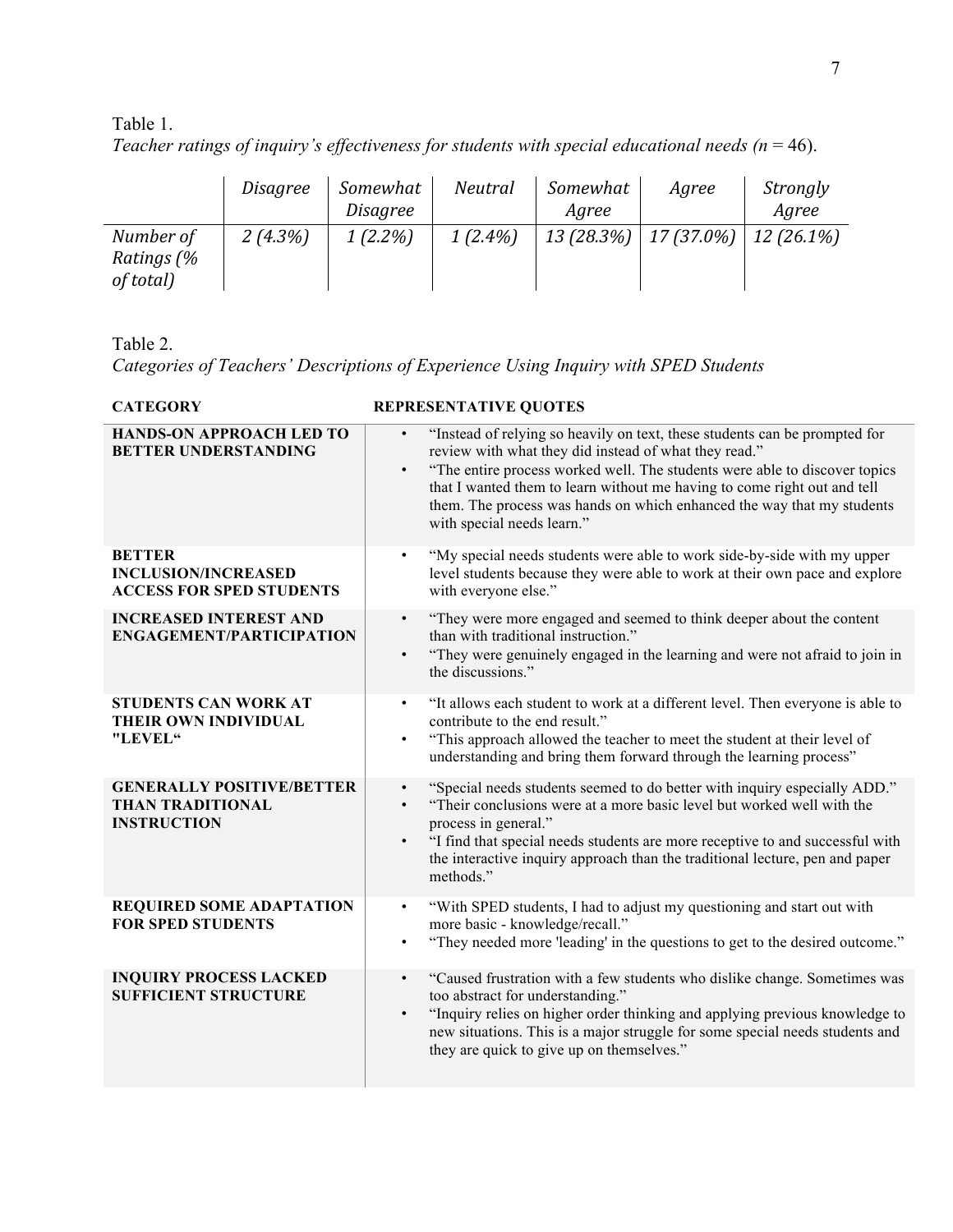Table 1.
*Teacher ratings of inquiry's effectiveness for students with special educational needs (n = 46).*

| | *Disagree* | *Somewhat Disagree* | *Neutral* | *Somewhat Agree* | *Agree* | *Strongly Agree* |
|---|---|---|---|---|---|---|
| *Number of Ratings (% of total)* | *2 (4.3%)* | *1 (2.2%)* | *1 (2.4%)* | *13 (28.3%)* | *17 (37.0%)* | *12 (26.1%)* |

Table 2.
*Categories of Teachers' Descriptions of Experience Using Inquiry with SPED Students*

| **CATEGORY** | **REPRESENTATIVE QUOTES** |
|---|---|
| **HANDS-ON APPROACH LED TO BETTER UNDERSTANDING** | • "Instead of relying so heavily on text, these students can be prompted for review with what they did instead of what they read." • "The entire process worked well. The students were able to discover topics that I wanted them to learn without me having to come right out and tell them. The process was hands on which enhanced the way that my students with special needs learn." |
| **BETTER INCLUSION/INCREASED ACCESS FOR SPED STUDENTS** | • "My special needs students were able to work side-by-side with my upper level students because they were able to work at their own pace and explore with everyone else." |
| **INCREASED INTEREST AND ENGAGEMENT/PARTICIPATION** | • "They were more engaged and seemed to think deeper about the content than with traditional instruction." • "They were genuinely engaged in the learning and were not afraid to join in the discussions." |
| **STUDENTS CAN WORK AT THEIR OWN INDIVIDUAL "LEVEL"** | • "It allows each student to work at a different level. Then everyone is able to contribute to the end result." • "This approach allowed the teacher to meet the student at their level of understanding and bring them forward through the learning process" |
| **GENERALLY POSITIVE/BETTER THAN TRADITIONAL INSTRUCTION** | • "Special needs students seemed to do better with inquiry especially ADD." • "Their conclusions were at a more basic level but worked well with the process in general." • "I find that special needs students are more receptive to and successful with the interactive inquiry approach than the traditional lecture, pen and paper methods." |
| **REQUIRED SOME ADAPTATION FOR SPED STUDENTS** | • "With SPED students, I had to adjust my questioning and start out with more basic - knowledge/recall." • "They needed more 'leading' in the questions to get to the desired outcome." |
| **INQUIRY PROCESS LACKED SUFFICIENT STRUCTURE** | • "Caused frustration with a few students who dislike change. Sometimes was too abstract for understanding." • "Inquiry relies on higher order thinking and applying previous knowledge to new situations. This is a major struggle for some special needs students and they are quick to give up on themselves." |